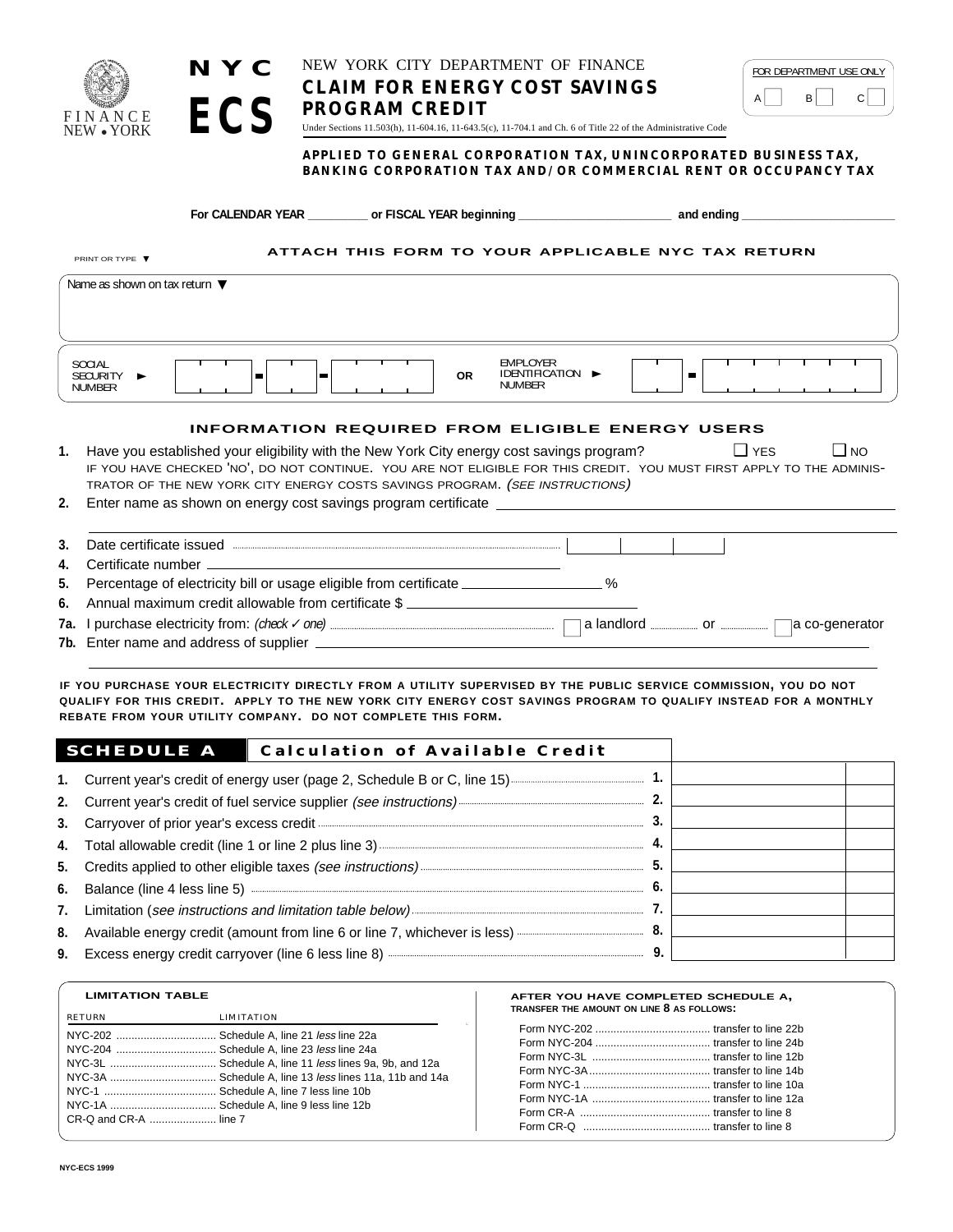FINANCE
NEW • YORK

**NYC ECS**

NEW YORK CITY DEPARTMENT OF FINANCE

# CLAIM FOR ENERGY COST SAVINGS PROGRAM CREDIT

Under Sections 11.503(h), 11-604.16, 11-643.5(c), 11-704.1 and Ch. 6 of Title 22 of the Administrative Code

FOR DEPARTMENT USE ONLY
A ☐ B ☐ C ☐

**APPLIED TO GENERAL CORPORATION TAX, UNINCORPORATED BUSINESS TAX, BANKING CORPORATION TAX AND/OR COMMERCIAL RENT OR OCCUPANCY TAX**

**For CALENDAR YEAR _________ or FISCAL YEAR beginning _______________________ and ending _______________________**

PRINT OR TYPE ▼

**ATTACH THIS FORM TO YOUR APPLICABLE NYC TAX RETURN**

Name as shown on tax return ▼

SOCIAL SECURITY NUMBER ► ___ - ___ - ___ **OR** EMPLOYER IDENTIFICATION NUMBER ► ___ - ___

## INFORMATION REQUIRED FROM ELIGIBLE ENERGY USERS

**1.** Have you established your eligibility with the New York City energy cost savings program? ☐ YES ☐ NO
IF YOU HAVE CHECKED 'NO', DO NOT CONTINUE. YOU ARE NOT ELIGIBLE FOR THIS CREDIT. YOU MUST FIRST APPLY TO THE ADMINISTRATOR OF THE NEW YORK CITY ENERGY COSTS SAVINGS PROGRAM. *(SEE INSTRUCTIONS)*

**2.** Enter name as shown on energy cost savings program certificate ____________________

**3.** Date certificate issued ........ ☐☐☐

**4.** Certificate number ____________________

**5.** Percentage of electricity bill or usage eligible from certificate ______________ %

**6.** Annual maximum credit allowable from certificate $ ______________

**7a.** I purchase electricity from: *(check ✓ one)* ........ ☐ a landlord ........ or ........ ☐ a co-generator

**7b.** Enter name and address of supplier ____________________

**IF YOU PURCHASE YOUR ELECTRICITY DIRECTLY FROM A UTILITY SUPERVISED BY THE PUBLIC SERVICE COMMISSION, YOU DO NOT QUALIFY FOR THIS CREDIT. APPLY TO THE NEW YORK CITY ENERGY COST SAVINGS PROGRAM TO QUALIFY INSTEAD FOR A MONTHLY REBATE FROM YOUR UTILITY COMPANY. DO NOT COMPLETE THIS FORM.**

## SCHEDULE A — Calculation of Available Credit

| | | | |
|---|---|---|---|
| **1.** | Current year's credit of energy user (page 2, Schedule B or C, line 15) | **1.** | |
| **2.** | Current year's credit of fuel service supplier *(see instructions)* | **2.** | |
| **3.** | Carryover of prior year's excess credit | **3.** | |
| **4.** | Total allowable credit (line 1 or line 2 plus line 3) | **4.** | |
| **5.** | Credits applied to other eligible taxes *(see instructions)* | **5.** | |
| **6.** | Balance (line 4 less line 5) | **6.** | |
| **7.** | Limitation (*see instructions and limitation table below)* | **7.** | |
| **8.** | Available energy credit (amount from line 6 or line 7, whichever is less) | **8.** | |
| **9.** | Excess energy credit carryover (line 6 less line 8) | **9.** | |

**LIMITATION TABLE**

| RETURN | LIMITATION |
|---|---|
| NYC-202 | Schedule A, line 21 *less* line 22a |
| NYC-204 | Schedule A, line 23 *less* line 24a |
| NYC-3L | Schedule A, line 11 *less* lines 9a, 9b, and 12a |
| NYC-3A | Schedule A, line 13 *less* lines 11a, 11b and 14a |
| NYC-1 | Schedule A, line 7 less line 10b |
| NYC-1A | Schedule A, line 9 less line 12b |
| CR-Q and CR-A | line 7 |

**AFTER YOU HAVE COMPLETED SCHEDULE A, TRANSFER THE AMOUNT ON LINE 8 AS FOLLOWS:**

| Form | Transfer |
|---|---|
| Form NYC-202 | transfer to line 22b |
| Form NYC-204 | transfer to line 24b |
| Form NYC-3L | transfer to line 12b |
| Form NYC-3A | transfer to line 14b |
| Form NYC-1 | transfer to line 10a |
| Form NYC-1A | transfer to line 12a |
| Form CR-A | transfer to line 8 |
| Form CR-Q | transfer to line 8 |

NYC-ECS 1999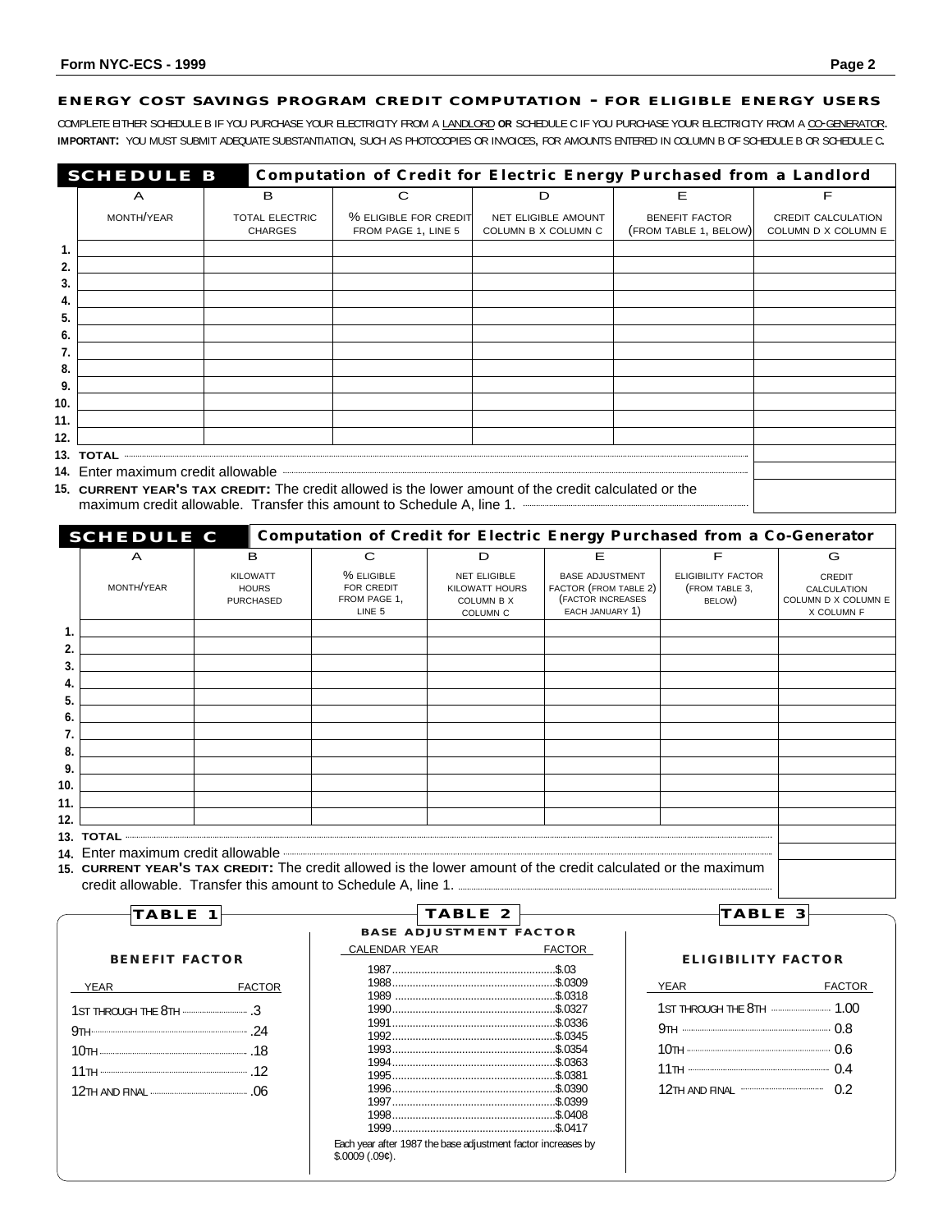## ENERGY COST SAVINGS PROGRAM CREDIT COMPUTATION - FOR ELIGIBLE ENERGY USERS

COMPLETE EITHER SCHEDULE B IF YOU PURCHASE YOUR ELECTRICITY FROM A LANDLORD **OR** SCHEDULE C IF YOU PURCHASE YOUR ELECTRICITY FROM A CO-GENERATOR.

**IMPORTANT:** YOU MUST SUBMIT ADEQUATE SUBSTANTIATION, SUCH AS PHOTOCOPIES OR INVOICES, FOR AMOUNTS ENTERED IN COLUMN B OF SCHEDULE B OR SCHEDULE C.

### SCHEDULE B — Computation of Credit for Electric Energy Purchased from a Landlord

| | A | B | C | D | E | F |
|---|---|---|---|---|---|---|
| | MONTH/YEAR | TOTAL ELECTRIC CHARGES | % ELIGIBLE FOR CREDIT FROM PAGE 1, LINE 5 | NET ELIGIBLE AMOUNT COLUMN B X COLUMN C | BENEFIT FACTOR (FROM TABLE 1, BELOW) | CREDIT CALCULATION COLUMN D X COLUMN E |
| 1. | | | | | | |
| 2. | | | | | | |
| 3. | | | | | | |
| 4. | | | | | | |
| 5. | | | | | | |
| 6. | | | | | | |
| 7. | | | | | | |
| 8. | | | | | | |
| 9. | | | | | | |
| 10. | | | | | | |
| 11. | | | | | | |
| 12. | | | | | | |

13. **TOTAL**

14. Enter maximum credit allowable

15. **CURRENT YEAR'S TAX CREDIT:** The credit allowed is the lower amount of the credit calculated or the maximum credit allowable. Transfer this amount to Schedule A, line 1.

### SCHEDULE C — Computation of Credit for Electric Energy Purchased from a Co-Generator

| | A | B | C | D | E | F | G |
|---|---|---|---|---|---|---|---|
| | MONTH/YEAR | KILOWATT HOURS PURCHASED | % ELIGIBLE FOR CREDIT FROM PAGE 1, LINE 5 | NET ELIGIBLE KILOWATT HOURS COLUMN B X COLUMN C | BASE ADJUSTMENT FACTOR (FROM TABLE 2) (FACTOR INCREASES EACH JANUARY 1) | ELIGIBILITY FACTOR (FROM TABLE 3, BELOW) | CREDIT CALCULATION COLUMN D X COLUMN E X COLUMN F |
| 1. | | | | | | | |
| 2. | | | | | | | |
| 3. | | | | | | | |
| 4. | | | | | | | |
| 5. | | | | | | | |
| 6. | | | | | | | |
| 7. | | | | | | | |
| 8. | | | | | | | |
| 9. | | | | | | | |
| 10. | | | | | | | |
| 11. | | | | | | | |
| 12. | | | | | | | |

13. **TOTAL**

14. Enter maximum credit allowable

15. **CURRENT YEAR'S TAX CREDIT:** The credit allowed is the lower amount of the credit calculated or the maximum credit allowable. Transfer this amount to Schedule A, line 1.

### TABLE 1

**BENEFIT FACTOR**

| YEAR | FACTOR |
|---|---|
| 1ST THROUGH THE 8TH | .3 |
| 9TH | .24 |
| 10TH | .18 |
| 11TH | .12 |
| 12TH AND FINAL | .06 |

### TABLE 2

**BASE ADJUSTMENT FACTOR**

| CALENDAR YEAR | FACTOR |
|---|---|
| 1987 | $.03 |
| 1988 | $.0309 |
| 1989 | $.0318 |
| 1990 | $.0327 |
| 1991 | $.0336 |
| 1992 | $.0345 |
| 1993 | $.0354 |
| 1994 | $.0363 |
| 1995 | $.0381 |
| 1996 | $.0390 |
| 1997 | $.0399 |
| 1998 | $.0408 |
| 1999 | $.0417 |

Each year after 1987 the base adjustment factor increases by $.0009 (.09¢).

### TABLE 3

**ELIGIBILITY FACTOR**

| YEAR | FACTOR |
|---|---|
| 1ST THROUGH THE 8TH | 1.00 |
| 9TH | 0.8 |
| 10TH | 0.6 |
| 11TH | 0.4 |
| 12TH AND FINAL | 0.2 |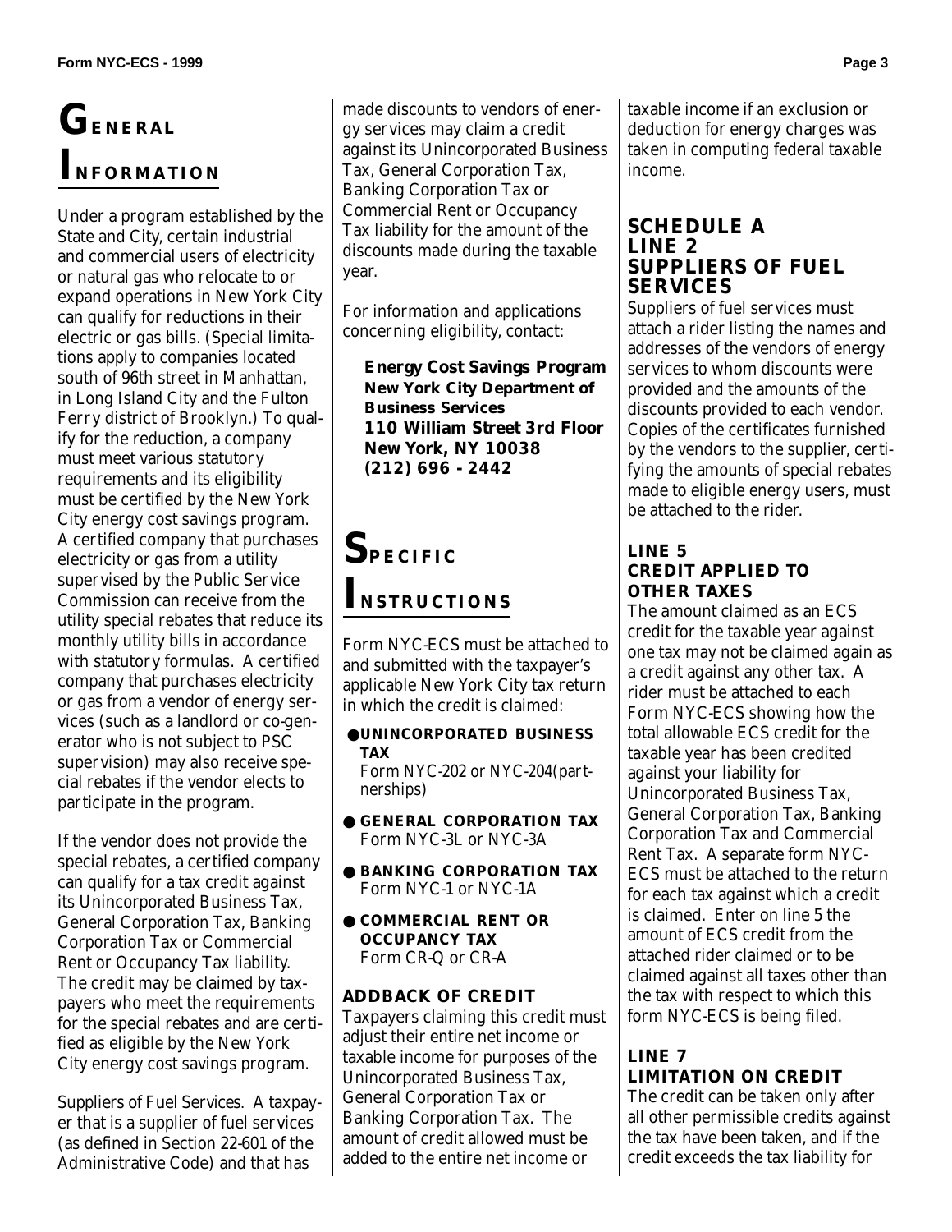# GENERAL INFORMATION

Under a program established by the State and City, certain industrial and commercial users of electricity or natural gas who relocate to or expand operations in New York City can qualify for reductions in their electric or gas bills. (Special limitations apply to companies located south of 96th street in Manhattan, in Long Island City and the Fulton Ferry district of Brooklyn.) To qualify for the reduction, a company must meet various statutory requirements and its eligibility must be certified by the New York City energy cost savings program. A certified company that purchases electricity or gas from a utility supervised by the Public Service Commission can receive from the utility special rebates that reduce its monthly utility bills in accordance with statutory formulas. A certified company that purchases electricity or gas from a vendor of energy services (such as a landlord or co-generator who is not subject to PSC supervision) may also receive special rebates if the vendor elects to participate in the program.

If the vendor does not provide the special rebates, a certified company can qualify for a tax credit against its Unincorporated Business Tax, General Corporation Tax, Banking Corporation Tax or Commercial Rent or Occupancy Tax liability. The credit may be claimed by taxpayers who meet the requirements for the special rebates and are certified as eligible by the New York City energy cost savings program.

Suppliers of Fuel Services. A taxpayer that is a supplier of fuel services (as defined in Section 22-601 of the Administrative Code) and that has made discounts to vendors of energy services may claim a credit against its Unincorporated Business Tax, General Corporation Tax, Banking Corporation Tax or Commercial Rent or Occupancy Tax liability for the amount of the discounts made during the taxable year.

For information and applications concerning eligibility, contact:

**Energy Cost Savings Program**
**New York City Department of Business Services**
**110 William Street 3rd Floor**
**New York, NY 10038**
**(212) 696 - 2442**

# SPECIFIC INSTRUCTIONS

Form NYC-ECS must be attached to and submitted with the taxpayer's applicable New York City tax return in which the credit is claimed:

- **UNINCORPORATED BUSINESS TAX**
  Form NYC-202 or NYC-204(partnerships)
- **GENERAL CORPORATION TAX**
  Form NYC-3L or NYC-3A
- **BANKING CORPORATION TAX**
  Form NYC-1 or NYC-1A
- **COMMERCIAL RENT OR OCCUPANCY TAX**
  Form CR-Q or CR-A

### ADDBACK OF CREDIT

Taxpayers claiming this credit must adjust their entire net income or taxable income for purposes of the Unincorporated Business Tax, General Corporation Tax or Banking Corporation Tax. The amount of credit allowed must be added to the entire net income or taxable income if an exclusion or deduction for energy charges was taken in computing federal taxable income.

## SCHEDULE A LINE 2 SUPPLIERS OF FUEL SERVICES

Suppliers of fuel services must attach a rider listing the names and addresses of the vendors of energy services to whom discounts were provided and the amounts of the discounts provided to each vendor. Copies of the certificates furnished by the vendors to the supplier, certifying the amounts of special rebates made to eligible energy users, must be attached to the rider.

### LINE 5 CREDIT APPLIED TO OTHER TAXES

The amount claimed as an ECS credit for the taxable year against one tax may not be claimed again as a credit against any other tax. A rider must be attached to each Form NYC-ECS showing how the total allowable ECS credit for the taxable year has been credited against your liability for Unincorporated Business Tax, General Corporation Tax, Banking Corporation Tax and Commercial Rent Tax. A separate form NYC-ECS must be attached to the return for each tax against which a credit is claimed. Enter on line 5 the amount of ECS credit from the attached rider claimed or to be claimed against all taxes other than the tax with respect to which this form NYC-ECS is being filed.

### LINE 7 LIMITATION ON CREDIT

The credit can be taken only after all other permissible credits against the tax have been taken, and if the credit exceeds the tax liability for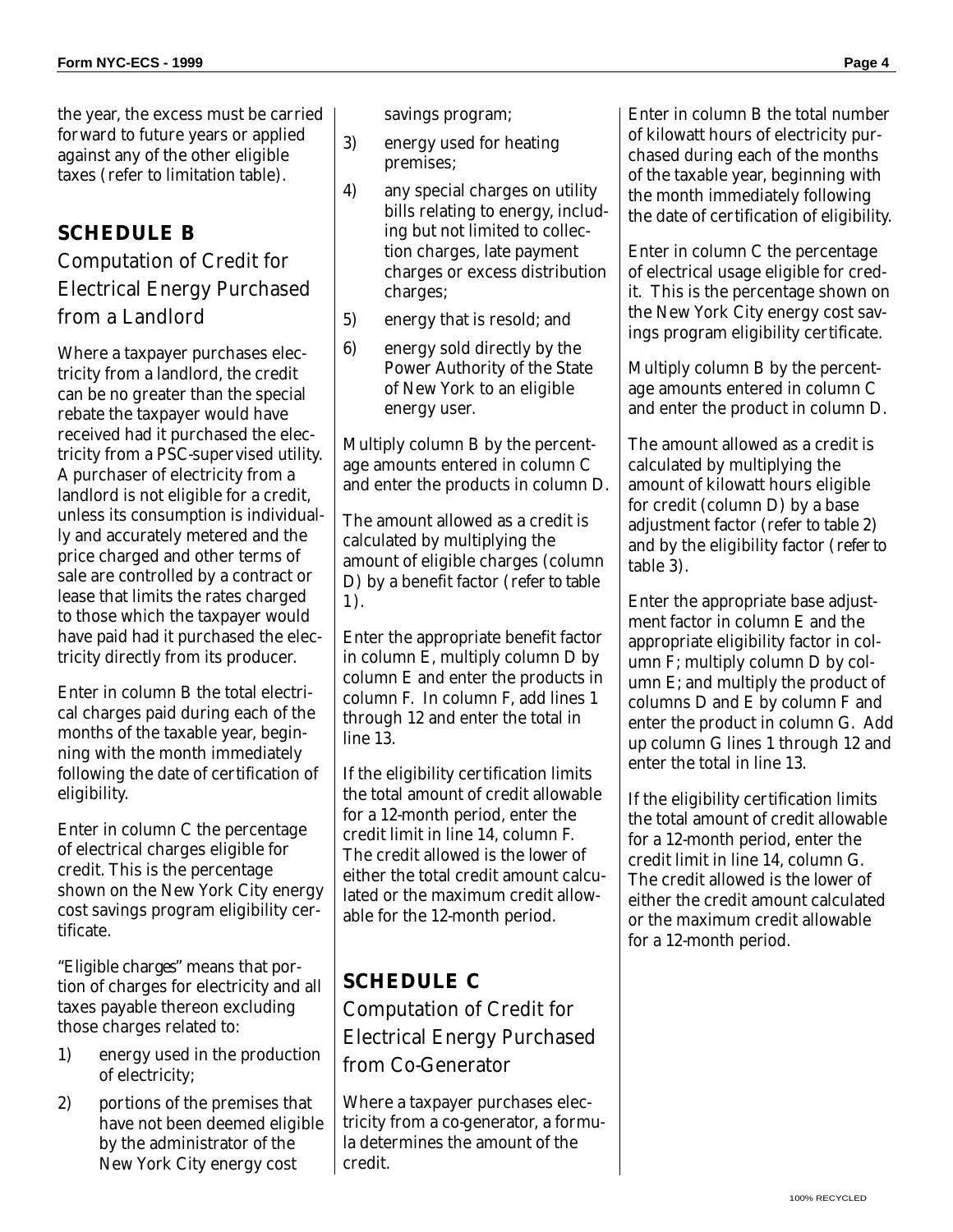the year, the excess must be carried forward to future years or applied against any of the other eligible taxes (refer to limitation table).

## SCHEDULE B

### Computation of Credit for Electrical Energy Purchased from a Landlord

Where a taxpayer purchases electricity from a landlord, the credit can be no greater than the special rebate the taxpayer would have received had it purchased the electricity from a PSC-supervised utility. A purchaser of electricity from a landlord is not eligible for a credit, unless its consumption is individually and accurately metered and the price charged and other terms of sale are controlled by a contract or lease that limits the rates charged to those which the taxpayer would have paid had it purchased the electricity directly from its producer.

Enter in column B the total electrical charges paid during each of the months of the taxable year, beginning with the month immediately following the date of certification of eligibility.

Enter in column C the percentage of electrical charges eligible for credit. This is the percentage shown on the New York City energy cost savings program eligibility certificate.

"Eligible charges" means that portion of charges for electricity and all taxes payable thereon excluding those charges related to:

1) energy used in the production of electricity;
2) portions of the premises that have not been deemed eligible by the administrator of the New York City energy cost savings program;
3) energy used for heating premises;
4) any special charges on utility bills relating to energy, including but not limited to collection charges, late payment charges or excess distribution charges;
5) energy that is resold; and
6) energy sold directly by the Power Authority of the State of New York to an eligible energy user.

Multiply column B by the percentage amounts entered in column C and enter the products in column D.

The amount allowed as a credit is calculated by multiplying the amount of eligible charges (column D) by a benefit factor (refer to table 1).

Enter the appropriate benefit factor in column E, multiply column D by column E and enter the products in column F. In column F, add lines 1 through 12 and enter the total in line 13.

If the eligibility certification limits the total amount of credit allowable for a 12-month period, enter the credit limit in line 14, column F. The credit allowed is the lower of either the total credit amount calculated or the maximum credit allowable for the 12-month period.

## SCHEDULE C

### Computation of Credit for Electrical Energy Purchased from Co-Generator

Where a taxpayer purchases electricity from a co-generator, a formula determines the amount of the credit.

Enter in column B the total number of kilowatt hours of electricity purchased during each of the months of the taxable year, beginning with the month immediately following the date of certification of eligibility.

Enter in column C the percentage of electrical usage eligible for credit. This is the percentage shown on the New York City energy cost savings program eligibility certificate.

Multiply column B by the percentage amounts entered in column C and enter the product in column D.

The amount allowed as a credit is calculated by multiplying the amount of kilowatt hours eligible for credit (column D) by a base adjustment factor (refer to table 2) and by the eligibility factor (refer to table 3).

Enter the appropriate base adjustment factor in column E and the appropriate eligibility factor in column F; multiply column D by column E; and multiply the product of columns D and E by column F and enter the product in column G. Add up column G lines 1 through 12 and enter the total in line 13.

If the eligibility certification limits the total amount of credit allowable for a 12-month period, enter the credit limit in line 14, column G. The credit allowed is the lower of either the credit amount calculated or the maximum credit allowable for a 12-month period.

100% RECYCLED